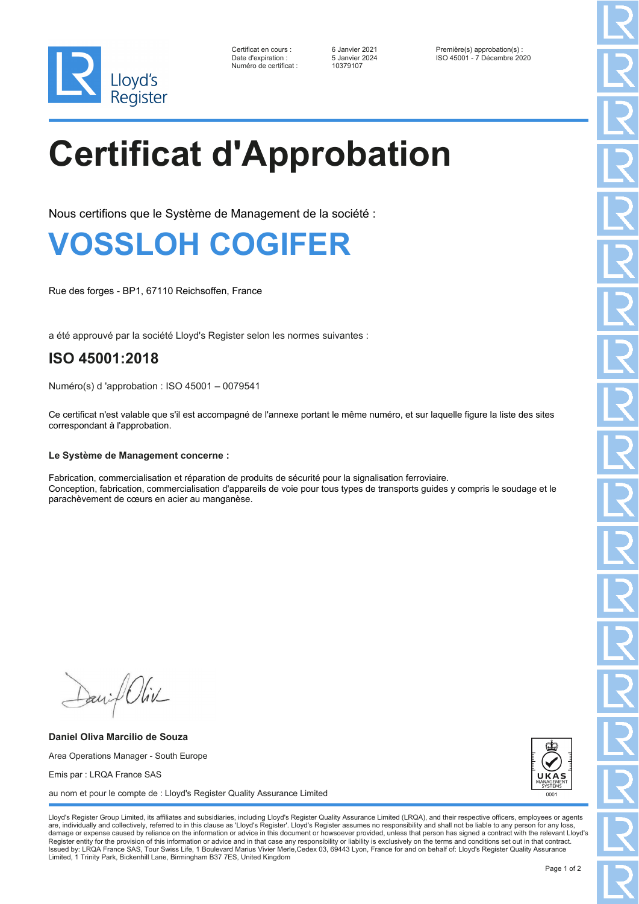Lloyd's Register

| | | |
|---|---|---|
| Certificat en cours : | 6 Janvier 2021 | Première(s) approbation(s) : |
| Date d'expiration : | 5 Janvier 2024 | ISO 45001 - 7 Décembre 2020 |
| Numéro de certificat : | 10379107 | |

# Certificat d'Approbation

Nous certifions que le Système de Management de la société :

## VOSSLOH COGIFER

Rue des forges - BP1, 67110 Reichsoffen, France

a été approuvé par la société Lloyd's Register selon les normes suivantes :

### ISO 45001:2018

Numéro(s) d 'approbation : ISO 45001 – 0079541

Ce certificat n'est valable que s'il est accompagné de l'annexe portant le même numéro, et sur laquelle figure la liste des sites correspondant à l'approbation.

**Le Système de Management concerne :**

Fabrication, commercialisation et réparation de produits de sécurité pour la signalisation ferroviaire.
Conception, fabrication, commercialisation d'appareils de voie pour tous types de transports guides y compris le soudage et le parachèvement de cœurs en acier au manganèse.

**Daniel Oliva Marcilio de Souza**

Area Operations Manager - South Europe

Emis par : LRQA France SAS

au nom et pour le compte de : Lloyd's Register Quality Assurance Limited

UKAS MANAGEMENT SYSTEMS 0001

Lloyd's Register Group Limited, its affiliates and subsidiaries, including Lloyd's Register Quality Assurance Limited (LRQA), and their respective officers, employees or agents are, individually and collectively, referred to in this clause as 'Lloyd's Register'. Lloyd's Register assumes no responsibility and shall not be liable to any person for any loss, damage or expense caused by reliance on the information or advice in this document or howsoever provided, unless that person has signed a contract with the relevant Lloyd's Register entity for the provision of this information or advice and in that case any responsibility or liability is exclusively on the terms and conditions set out in that contract.
Issued by: LRQA France SAS, Tour Swiss Life, 1 Boulevard Marius Vivier Merle,Cedex 03, 69443 Lyon, France for and on behalf of: Lloyd's Register Quality Assurance Limited, 1 Trinity Park, Bickenhill Lane, Birmingham B37 7ES, United Kingdom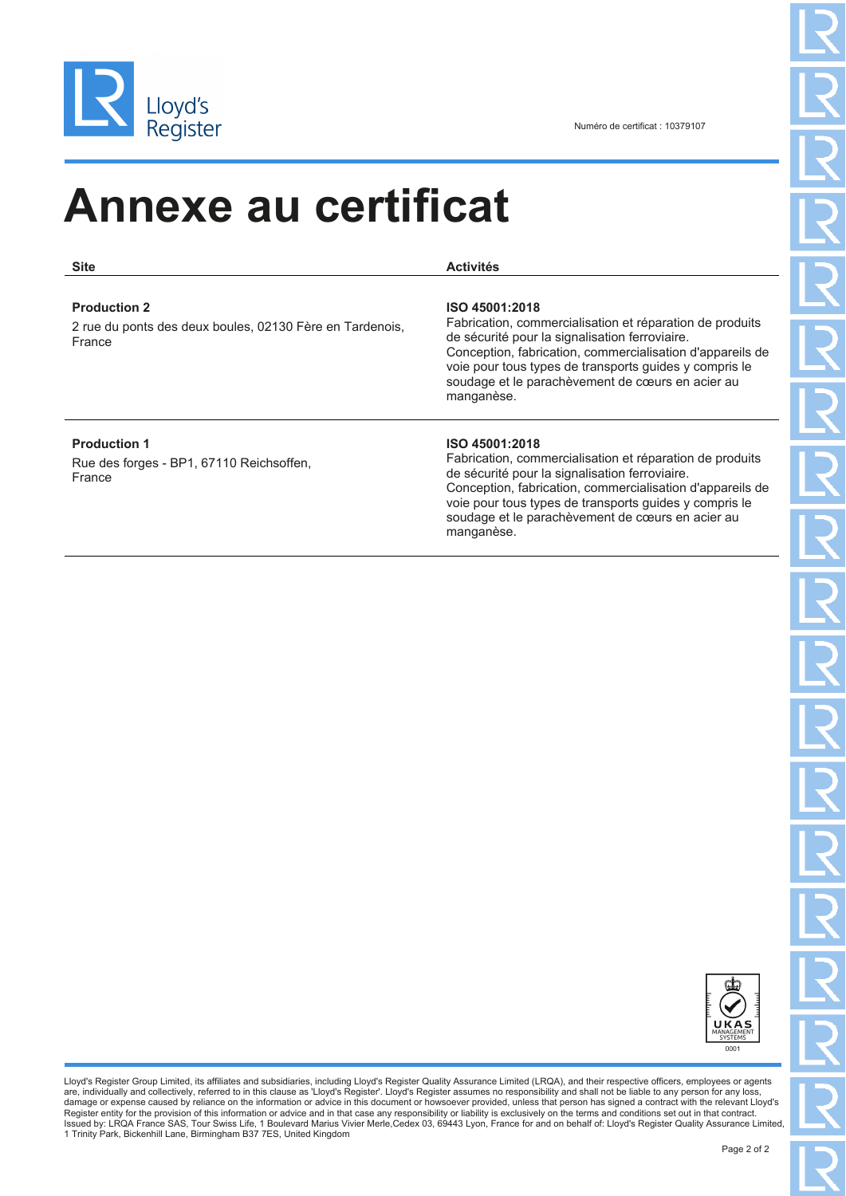Numéro de certificat : 10379107

# Annexe au certificat

| Site | Activités |
|---|---|
| **Production 2**<br>2 rue du ponts des deux boules, 02130 Fère en Tardenois, France | **ISO 45001:2018**<br>Fabrication, commercialisation et réparation de produits de sécurité pour la signalisation ferroviaire.<br>Conception, fabrication, commercialisation d'appareils de voie pour tous types de transports guides y compris le soudage et le parachèvement de cœurs en acier au manganèse. |
| **Production 1**<br>Rue des forges - BP1, 67110 Reichsoffen, France | **ISO 45001:2018**<br>Fabrication, commercialisation et réparation de produits de sécurité pour la signalisation ferroviaire.<br>Conception, fabrication, commercialisation d'appareils de voie pour tous types de transports guides y compris le soudage et le parachèvement de cœurs en acier au manganèse. |

UKAS MANAGEMENT SYSTEMS 0001

Lloyd's Register Group Limited, its affiliates and subsidiaries, including Lloyd's Register Quality Assurance Limited (LRQA), and their respective officers, employees or agents are, individually and collectively, referred to in this clause as 'Lloyd's Register'. Lloyd's Register assumes no responsibility and shall not be liable to any person for any loss, damage or expense caused by reliance on the information or advice in this document or howsoever provided, unless that person has signed a contract with the relevant Lloyd's Register entity for the provision of this information or advice and in that case any responsibility or liability is exclusively on the terms and conditions set out in that contract.
Issued by: LRQA France SAS, Tour Swiss Life, 1 Boulevard Marius Vivier Merle,Cedex 03, 69443 Lyon, France for and on behalf of: Lloyd's Register Quality Assurance Limited, 1 Trinity Park, Bickenhill Lane, Birmingham B37 7ES, United Kingdom